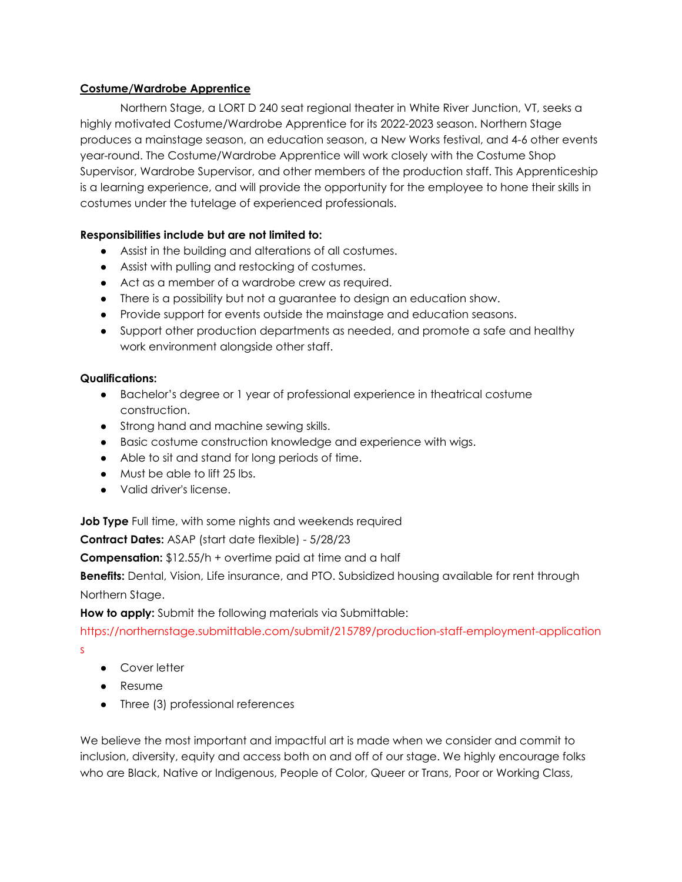**Costume/Wardrobe Apprentice**

Northern Stage, a LORT D 240 seat regional theater in White River Junction, VT, seeks a highly motivated Costume/Wardrobe Apprentice for its 2022-2023 season. Northern Stage produces a mainstage season, an education season, a New Works festival, and 4-6 other events year-round. The Costume/Wardrobe Apprentice will work closely with the Costume Shop Supervisor, Wardrobe Supervisor, and other members of the production staff. This Apprenticeship is a learning experience, and will provide the opportunity for the employee to hone their skills in costumes under the tutelage of experienced professionals.

**Responsibilities include but are not limited to:**

- Assist in the building and alterations of all costumes.
- Assist with pulling and restocking of costumes.
- Act as a member of a wardrobe crew as required.
- There is a possibility but not a guarantee to design an education show.
- Provide support for events outside the mainstage and education seasons.
- Support other production departments as needed, and promote a safe and healthy work environment alongside other staff.

**Qualifications:**

- Bachelor's degree or 1 year of professional experience in theatrical costume construction.
- Strong hand and machine sewing skills.
- Basic costume construction knowledge and experience with wigs.
- Able to sit and stand for long periods of time.
- Must be able to lift 25 lbs.
- Valid driver's license.

**Job Type** Full time, with some nights and weekends required

**Contract Dates:** ASAP (start date flexible) - 5/28/23

**Compensation:** $12.55/h + overtime paid at time and a half

**Benefits:** Dental, Vision, Life insurance, and PTO. Subsidized housing available for rent through Northern Stage.

**How to apply:** Submit the following materials via Submittable:
https://northernstage.submittable.com/submit/215789/production-staff-employment-applications

- Cover letter
- Resume
- Three (3) professional references

We believe the most important and impactful art is made when we consider and commit to inclusion, diversity, equity and access both on and off of our stage. We highly encourage folks who are Black, Native or Indigenous, People of Color, Queer or Trans, Poor or Working Class,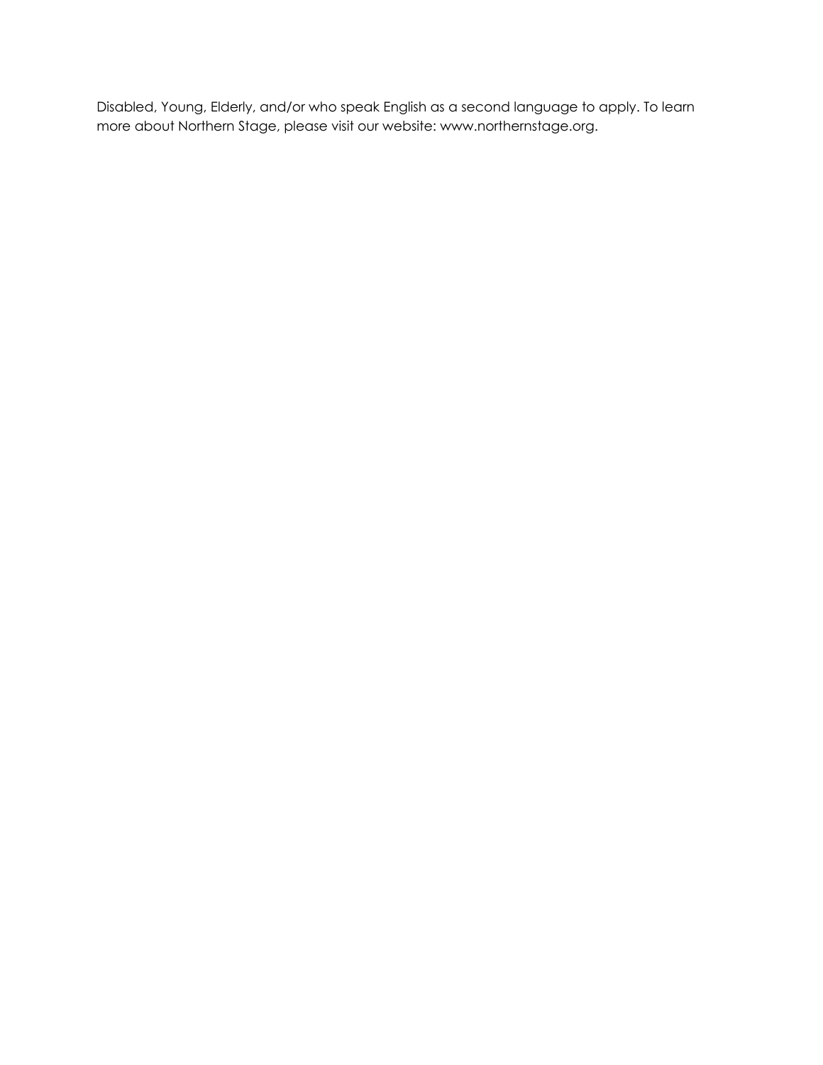Disabled, Young, Elderly, and/or who speak English as a second language to apply. To learn more about Northern Stage, please visit our website: www.northernstage.org.